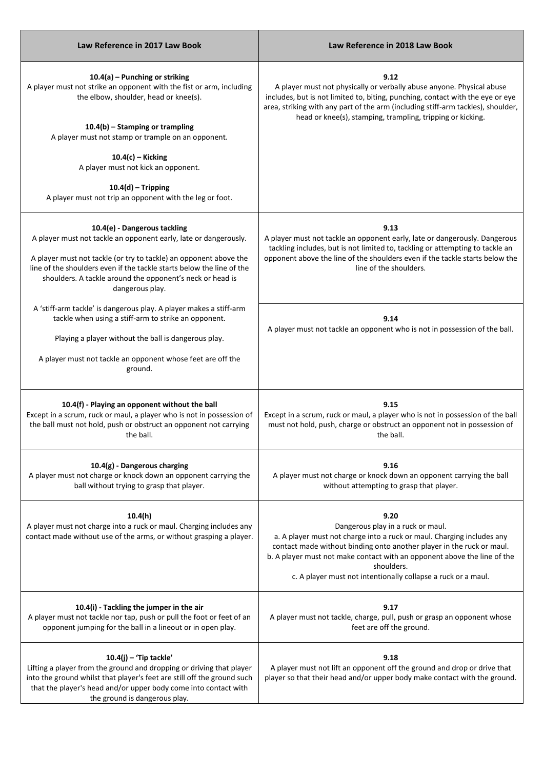| Law Reference in 2017 Law Book | Law Reference in 2018 Law Book |
|---|---|
| **10.4(a) – Punching or striking**<br>A player must not strike an opponent with the fist or arm, including the elbow, shoulder, head or knee(s).<br><br>**10.4(b) – Stamping or trampling**<br>A player must not stamp or trample on an opponent.<br><br>**10.4(c) – Kicking**<br>A player must not kick an opponent.<br><br>**10.4(d) – Tripping**<br>A player must not trip an opponent with the leg or foot. | **9.12**<br>A player must not physically or verbally abuse anyone. Physical abuse includes, but is not limited to, biting, punching, contact with the eye or eye area, striking with any part of the arm (including stiff-arm tackles), shoulder, head or knee(s), stamping, trampling, tripping or kicking. |
| **10.4(e) - Dangerous tackling**<br>A player must not tackle an opponent early, late or dangerously.<br><br>A player must not tackle (or try to tackle) an opponent above the line of the shoulders even if the tackle starts below the line of the shoulders. A tackle around the opponent's neck or head is dangerous play.<br><br>A 'stiff-arm tackle' is dangerous play. A player makes a stiff-arm tackle when using a stiff-arm to strike an opponent.<br><br>Playing a player without the ball is dangerous play.<br><br>A player must not tackle an opponent whose feet are off the ground. | **9.13**<br>A player must not tackle an opponent early, late or dangerously. Dangerous tackling includes, but is not limited to, tackling or attempting to tackle an opponent above the line of the shoulders even if the tackle starts below the line of the shoulders.<br><br>**9.14**<br>A player must not tackle an opponent who is not in possession of the ball. |
| **10.4(f) - Playing an opponent without the ball**<br>Except in a scrum, ruck or maul, a player who is not in possession of the ball must not hold, push or obstruct an opponent not carrying the ball. | **9.15**<br>Except in a scrum, ruck or maul, a player who is not in possession of the ball must not hold, push, charge or obstruct an opponent not in possession of the ball. |
| **10.4(g) - Dangerous charging**<br>A player must not charge or knock down an opponent carrying the ball without trying to grasp that player. | **9.16**<br>A player must not charge or knock down an opponent carrying the ball without attempting to grasp that player. |
| **10.4(h)**<br>A player must not charge into a ruck or maul. Charging includes any contact made without use of the arms, or without grasping a player. | **9.20**<br>Dangerous play in a ruck or maul.<br>a. A player must not charge into a ruck or maul. Charging includes any contact made without binding onto another player in the ruck or maul.<br>b. A player must not make contact with an opponent above the line of the shoulders.<br>c. A player must not intentionally collapse a ruck or a maul. |
| **10.4(i) - Tackling the jumper in the air**<br>A player must not tackle nor tap, push or pull the foot or feet of an opponent jumping for the ball in a lineout or in open play. | **9.17**<br>A player must not tackle, charge, pull, push or grasp an opponent whose feet are off the ground. |
| **10.4(j) – 'Tip tackle'**<br>Lifting a player from the ground and dropping or driving that player into the ground whilst that player's feet are still off the ground such that the player's head and/or upper body come into contact with the ground is dangerous play. | **9.18**<br>A player must not lift an opponent off the ground and drop or drive that player so that their head and/or upper body make contact with the ground. |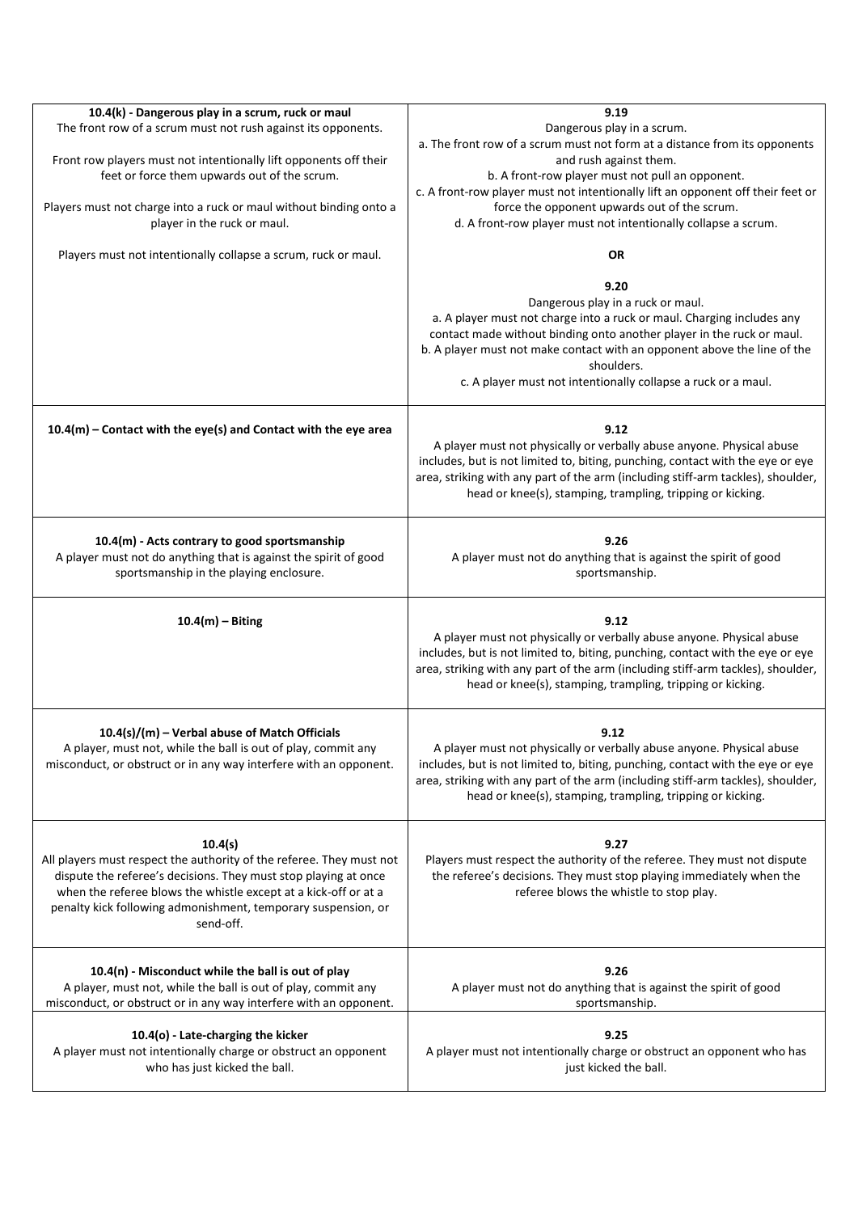| | |
|---|---|
| **10.4(k) - Dangerous play in a scrum, ruck or maul**<br>The front row of a scrum must not rush against its opponents.<br><br>Front row players must not intentionally lift opponents off their feet or force them upwards out of the scrum.<br><br>Players must not charge into a ruck or maul without binding onto a player in the ruck or maul.<br><br>Players must not intentionally collapse a scrum, ruck or maul. | **9.19**<br>Dangerous play in a scrum.<br>a. The front row of a scrum must not form at a distance from its opponents and rush against them.<br>b. A front-row player must not pull an opponent.<br>c. A front-row player must not intentionally lift an opponent off their feet or force the opponent upwards out of the scrum.<br>d. A front-row player must not intentionally collapse a scrum.<br><br>**OR**<br><br>**9.20**<br>Dangerous play in a ruck or maul.<br>a. A player must not charge into a ruck or maul. Charging includes any contact made without binding onto another player in the ruck or maul.<br>b. A player must not make contact with an opponent above the line of the shoulders.<br>c. A player must not intentionally collapse a ruck or a maul. |
| **10.4(m) – Contact with the eye(s) and Contact with the eye area** | **9.12**<br>A player must not physically or verbally abuse anyone. Physical abuse includes, but is not limited to, biting, punching, contact with the eye or eye area, striking with any part of the arm (including stiff-arm tackles), shoulder, head or knee(s), stamping, trampling, tripping or kicking. |
| **10.4(m) - Acts contrary to good sportsmanship**<br>A player must not do anything that is against the spirit of good sportsmanship in the playing enclosure. | **9.26**<br>A player must not do anything that is against the spirit of good sportsmanship. |
| **10.4(m) – Biting** | **9.12**<br>A player must not physically or verbally abuse anyone. Physical abuse includes, but is not limited to, biting, punching, contact with the eye or eye area, striking with any part of the arm (including stiff-arm tackles), shoulder, head or knee(s), stamping, trampling, tripping or kicking. |
| **10.4(s)/(m) – Verbal abuse of Match Officials**<br>A player, must not, while the ball is out of play, commit any misconduct, or obstruct or in any way interfere with an opponent. | **9.12**<br>A player must not physically or verbally abuse anyone. Physical abuse includes, but is not limited to, biting, punching, contact with the eye or eye area, striking with any part of the arm (including stiff-arm tackles), shoulder, head or knee(s), stamping, trampling, tripping or kicking. |
| **10.4(s)**<br>All players must respect the authority of the referee. They must not dispute the referee's decisions. They must stop playing at once when the referee blows the whistle except at a kick-off or at a penalty kick following admonishment, temporary suspension, or send-off. | **9.27**<br>Players must respect the authority of the referee. They must not dispute the referee's decisions. They must stop playing immediately when the referee blows the whistle to stop play. |
| **10.4(n) - Misconduct while the ball is out of play**<br>A player, must not, while the ball is out of play, commit any misconduct, or obstruct or in any way interfere with an opponent. | **9.26**<br>A player must not do anything that is against the spirit of good sportsmanship. |
| **10.4(o) - Late-charging the kicker**<br>A player must not intentionally charge or obstruct an opponent who has just kicked the ball. | **9.25**<br>A player must not intentionally charge or obstruct an opponent who has just kicked the ball. |